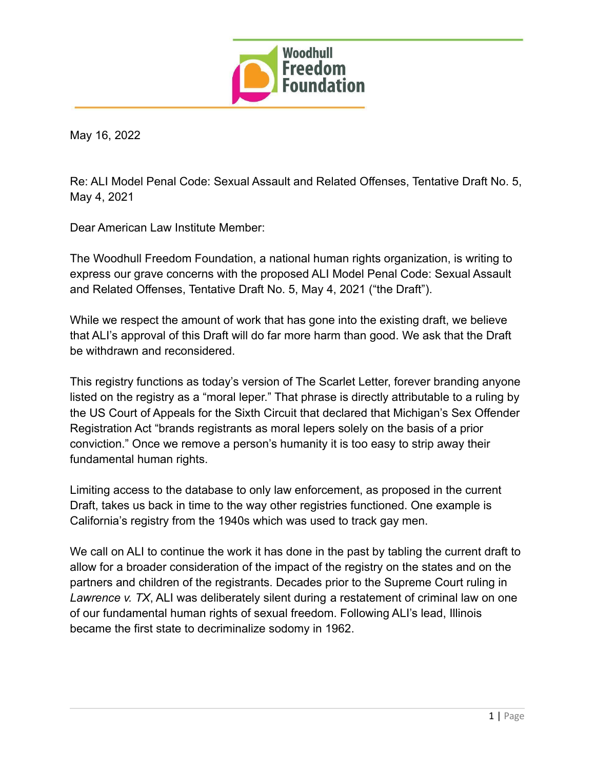Woodhull Freedom Foundation

May 16, 2022

Re: ALI Model Penal Code: Sexual Assault and Related Offenses, Tentative Draft No. 5, May 4, 2021

Dear American Law Institute Member:

The Woodhull Freedom Foundation, a national human rights organization, is writing to express our grave concerns with the proposed ALI Model Penal Code: Sexual Assault and Related Offenses, Tentative Draft No. 5, May 4, 2021 ("the Draft").

While we respect the amount of work that has gone into the existing draft, we believe that ALI's approval of this Draft will do far more harm than good. We ask that the Draft be withdrawn and reconsidered.

This registry functions as today's version of The Scarlet Letter, forever branding anyone listed on the registry as a "moral leper." That phrase is directly attributable to a ruling by the US Court of Appeals for the Sixth Circuit that declared that Michigan's Sex Offender Registration Act "brands registrants as moral lepers solely on the basis of a prior conviction." Once we remove a person's humanity it is too easy to strip away their fundamental human rights.

Limiting access to the database to only law enforcement, as proposed in the current Draft, takes us back in time to the way other registries functioned. One example is California's registry from the 1940s which was used to track gay men.

We call on ALI to continue the work it has done in the past by tabling the current draft to allow for a broader consideration of the impact of the registry on the states and on the partners and children of the registrants. Decades prior to the Supreme Court ruling in *Lawrence v. TX*, ALI was deliberately silent during a restatement of criminal law on one of our fundamental human rights of sexual freedom. Following ALI's lead, Illinois became the first state to decriminalize sodomy in 1962.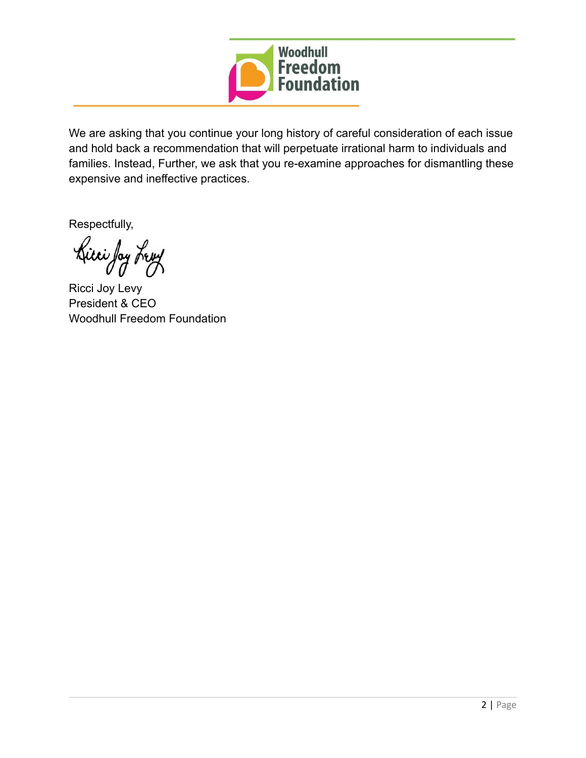We are asking that you continue your long history of careful consideration of each issue and hold back a recommendation that will perpetuate irrational harm to individuals and families. Instead, Further, we ask that you re-examine approaches for dismantling these expensive and ineffective practices.

Respectfully,

Ricci Joy Levy
President & CEO
Woodhull Freedom Foundation